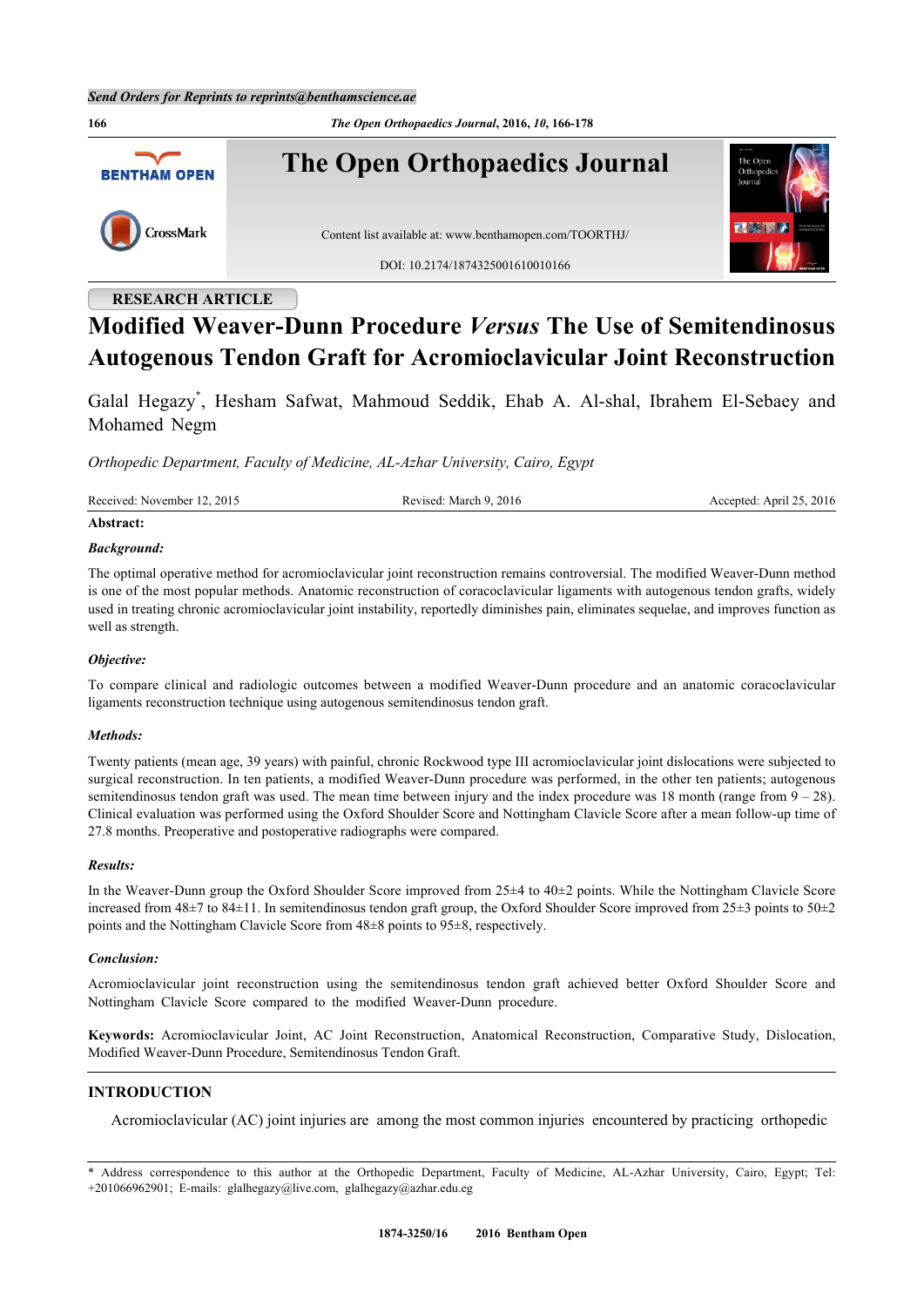RESEARCH ARTICLE

# Modified Weaver-Dunn Procedure *Versus* The Use of Semitendinosus Autogenous Tendon Graft for Acromioclavicular Joint Reconstruction

Galal Hegazy*, Hesham Safwat, Mahmoud Seddik, Ehab A. Al-shal, Ibrahem El-Sebaey and Mohamed Negm

*Orthopedic Department, Faculty of Medicine, AL-Azhar University, Cairo, Egypt*

Received: November 12, 2015 | Revised: March 9, 2016 | Accepted: April 25, 2016

**Abstract:**

***Background:***

The optimal operative method for acromioclavicular joint reconstruction remains controversial. The modified Weaver-Dunn method is one of the most popular methods. Anatomic reconstruction of coracoclavicular ligaments with autogenous tendon grafts, widely used in treating chronic acromioclavicular joint instability, reportedly diminishes pain, eliminates sequelae, and improves function as well as strength.

***Objective:***

To compare clinical and radiologic outcomes between a modified Weaver-Dunn procedure and an anatomic coracoclavicular ligaments reconstruction technique using autogenous semitendinosus tendon graft.

***Methods:***

Twenty patients (mean age, 39 years) with painful, chronic Rockwood type III acromioclavicular joint dislocations were subjected to surgical reconstruction. In ten patients, a modified Weaver-Dunn procedure was performed, in the other ten patients; autogenous semitendinosus tendon graft was used. The mean time between injury and the index procedure was 18 month (range from 9 – 28). Clinical evaluation was performed using the Oxford Shoulder Score and Nottingham Clavicle Score after a mean follow-up time of 27.8 months. Preoperative and postoperative radiographs were compared.

***Results:***

In the Weaver-Dunn group the Oxford Shoulder Score improved from 25±4 to 40±2 points. While the Nottingham Clavicle Score increased from 48±7 to 84±11. In semitendinosus tendon graft group, the Oxford Shoulder Score improved from 25±3 points to 50±2 points and the Nottingham Clavicle Score from 48±8 points to 95±8, respectively.

***Conclusion:***

Acromioclavicular joint reconstruction using the semitendinosus tendon graft achieved better Oxford Shoulder Score and Nottingham Clavicle Score compared to the modified Weaver-Dunn procedure.

**Keywords:** Acromioclavicular Joint, AC Joint Reconstruction, Anatomical Reconstruction, Comparative Study, Dislocation, Modified Weaver-Dunn Procedure, Semitendinosus Tendon Graft.

## INTRODUCTION

Acromioclavicular (AC) joint injuries are among the most common injuries encountered by practicing orthopedic

\* Address correspondence to this author at the Orthopedic Department, Faculty of Medicine, AL-Azhar University, Cairo, Egypt; Tel: +201066962901; E-mails: glalhegazy@live.com, glalhegazy@azhar.edu.eg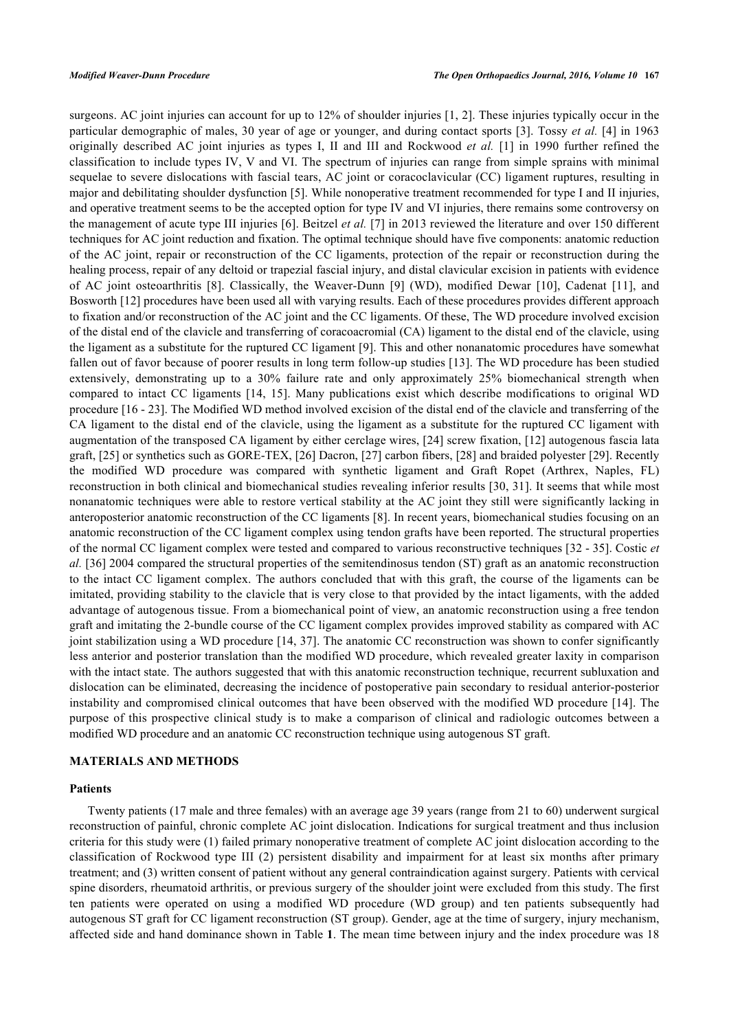surgeons. AC joint injuries can account for up to 12% of shoulder injuries [1, 2]. These injuries typically occur in the particular demographic of males, 30 year of age or younger, and during contact sports [3]. Tossy *et al.* [4] in 1963 originally described AC joint injuries as types I, II and III and Rockwood *et al.* [1] in 1990 further refined the classification to include types IV, V and VI. The spectrum of injuries can range from simple sprains with minimal sequelae to severe dislocations with fascial tears, AC joint or coracoclavicular (CC) ligament ruptures, resulting in major and debilitating shoulder dysfunction [5]. While nonoperative treatment recommended for type I and II injuries, and operative treatment seems to be the accepted option for type IV and VI injuries, there remains some controversy on the management of acute type III injuries [6]. Beitzel *et al.* [7] in 2013 reviewed the literature and over 150 different techniques for AC joint reduction and fixation. The optimal technique should have five components: anatomic reduction of the AC joint, repair or reconstruction of the CC ligaments, protection of the repair or reconstruction during the healing process, repair of any deltoid or trapezial fascial injury, and distal clavicular excision in patients with evidence of AC joint osteoarthritis [8]. Classically, the Weaver-Dunn [9] (WD), modified Dewar [10], Cadenat [11], and Bosworth [12] procedures have been used all with varying results. Each of these procedures provides different approach to fixation and/or reconstruction of the AC joint and the CC ligaments. Of these, The WD procedure involved excision of the distal end of the clavicle and transferring of coracoacromial (CA) ligament to the distal end of the clavicle, using the ligament as a substitute for the ruptured CC ligament [9]. This and other nonanatomic procedures have somewhat fallen out of favor because of poorer results in long term follow-up studies [13]. The WD procedure has been studied extensively, demonstrating up to a 30% failure rate and only approximately 25% biomechanical strength when compared to intact CC ligaments [14, 15]. Many publications exist which describe modifications to original WD procedure [16 - 23]. The Modified WD method involved excision of the distal end of the clavicle and transferring of the CA ligament to the distal end of the clavicle, using the ligament as a substitute for the ruptured CC ligament with augmentation of the transposed CA ligament by either cerclage wires, [24] screw fixation, [12] autogenous fascia lata graft, [25] or synthetics such as GORE-TEX, [26] Dacron, [27] carbon fibers, [28] and braided polyester [29]. Recently the modified WD procedure was compared with synthetic ligament and Graft Ropet (Arthrex, Naples, FL) reconstruction in both clinical and biomechanical studies revealing inferior results [30, 31]. It seems that while most nonanatomic techniques were able to restore vertical stability at the AC joint they still were significantly lacking in anteroposterior anatomic reconstruction of the CC ligaments [8]. In recent years, biomechanical studies focusing on an anatomic reconstruction of the CC ligament complex using tendon grafts have been reported. The structural properties of the normal CC ligament complex were tested and compared to various reconstructive techniques [32 - 35]. Costic *et al.* [36] 2004 compared the structural properties of the semitendinosus tendon (ST) graft as an anatomic reconstruction to the intact CC ligament complex. The authors concluded that with this graft, the course of the ligaments can be imitated, providing stability to the clavicle that is very close to that provided by the intact ligaments, with the added advantage of autogenous tissue. From a biomechanical point of view, an anatomic reconstruction using a free tendon graft and imitating the 2-bundle course of the CC ligament complex provides improved stability as compared with AC joint stabilization using a WD procedure [14, 37]. The anatomic CC reconstruction was shown to confer significantly less anterior and posterior translation than the modified WD procedure, which revealed greater laxity in comparison with the intact state. The authors suggested that with this anatomic reconstruction technique, recurrent subluxation and dislocation can be eliminated, decreasing the incidence of postoperative pain secondary to residual anterior-posterior instability and compromised clinical outcomes that have been observed with the modified WD procedure [14]. The purpose of this prospective clinical study is to make a comparison of clinical and radiologic outcomes between a modified WD procedure and an anatomic CC reconstruction technique using autogenous ST graft.

## MATERIALS AND METHODS

### Patients

Twenty patients (17 male and three females) with an average age 39 years (range from 21 to 60) underwent surgical reconstruction of painful, chronic complete AC joint dislocation. Indications for surgical treatment and thus inclusion criteria for this study were (1) failed primary nonoperative treatment of complete AC joint dislocation according to the classification of Rockwood type III (2) persistent disability and impairment for at least six months after primary treatment; and (3) written consent of patient without any general contraindication against surgery. Patients with cervical spine disorders, rheumatoid arthritis, or previous surgery of the shoulder joint were excluded from this study. The first ten patients were operated on using a modified WD procedure (WD group) and ten patients subsequently had autogenous ST graft for CC ligament reconstruction (ST group). Gender, age at the time of surgery, injury mechanism, affected side and hand dominance shown in Table **1**. The mean time between injury and the index procedure was 18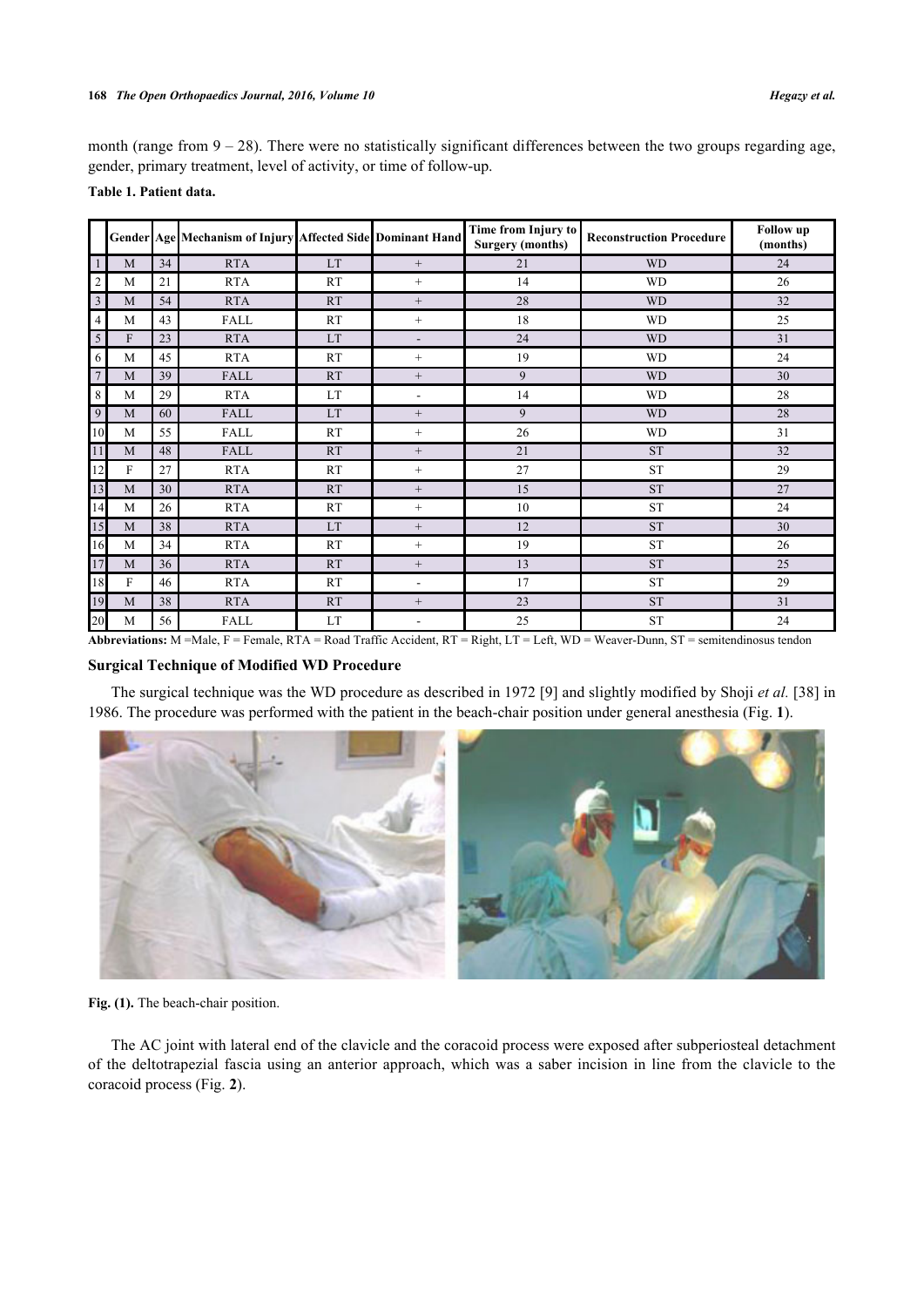month (range from 9 – 28). There were no statistically significant differences between the two groups regarding age, gender, primary treatment, level of activity, or time of follow-up.

**Table 1. Patient data.**

| | Gender | Age | Mechanism of Injury | Affected Side | Dominant Hand | Time from Injury to Surgery (months) | Reconstruction Procedure | Follow up (months) |
|---|---|---|---|---|---|---|---|---|
| 1 | M | 34 | RTA | LT | + | 21 | WD | 24 |
| 2 | M | 21 | RTA | RT | + | 14 | WD | 26 |
| 3 | M | 54 | RTA | RT | + | 28 | WD | 32 |
| 4 | M | 43 | FALL | RT | + | 18 | WD | 25 |
| 5 | F | 23 | RTA | LT | - | 24 | WD | 31 |
| 6 | M | 45 | RTA | RT | + | 19 | WD | 24 |
| 7 | M | 39 | FALL | RT | + | 9 | WD | 30 |
| 8 | M | 29 | RTA | LT | - | 14 | WD | 28 |
| 9 | M | 60 | FALL | LT | + | 9 | WD | 28 |
| 10 | M | 55 | FALL | RT | + | 26 | WD | 31 |
| 11 | M | 48 | FALL | RT | + | 21 | ST | 32 |
| 12 | F | 27 | RTA | RT | + | 27 | ST | 29 |
| 13 | M | 30 | RTA | RT | + | 15 | ST | 27 |
| 14 | M | 26 | RTA | RT | + | 10 | ST | 24 |
| 15 | M | 38 | RTA | LT | + | 12 | ST | 30 |
| 16 | M | 34 | RTA | RT | + | 19 | ST | 26 |
| 17 | M | 36 | RTA | RT | + | 13 | ST | 25 |
| 18 | F | 46 | RTA | RT | - | 17 | ST | 29 |
| 19 | M | 38 | RTA | RT | + | 23 | ST | 31 |
| 20 | M | 56 | FALL | LT | - | 25 | ST | 24 |

**Abbreviations:** M =Male, F = Female, RTA = Road Traffic Accident, RT = Right, LT = Left, WD = Weaver-Dunn, ST = semitendinosus tendon

### Surgical Technique of Modified WD Procedure

The surgical technique was the WD procedure as described in 1972 [9] and slightly modified by Shoji *et al.* [38] in 1986. The procedure was performed with the patient in the beach-chair position under general anesthesia (Fig. **1**).

**Fig. (1).** The beach-chair position.

The AC joint with lateral end of the clavicle and the coracoid process were exposed after subperiosteal detachment of the deltotrapezial fascia using an anterior approach, which was a saber incision in line from the clavicle to the coracoid process (Fig. **2**).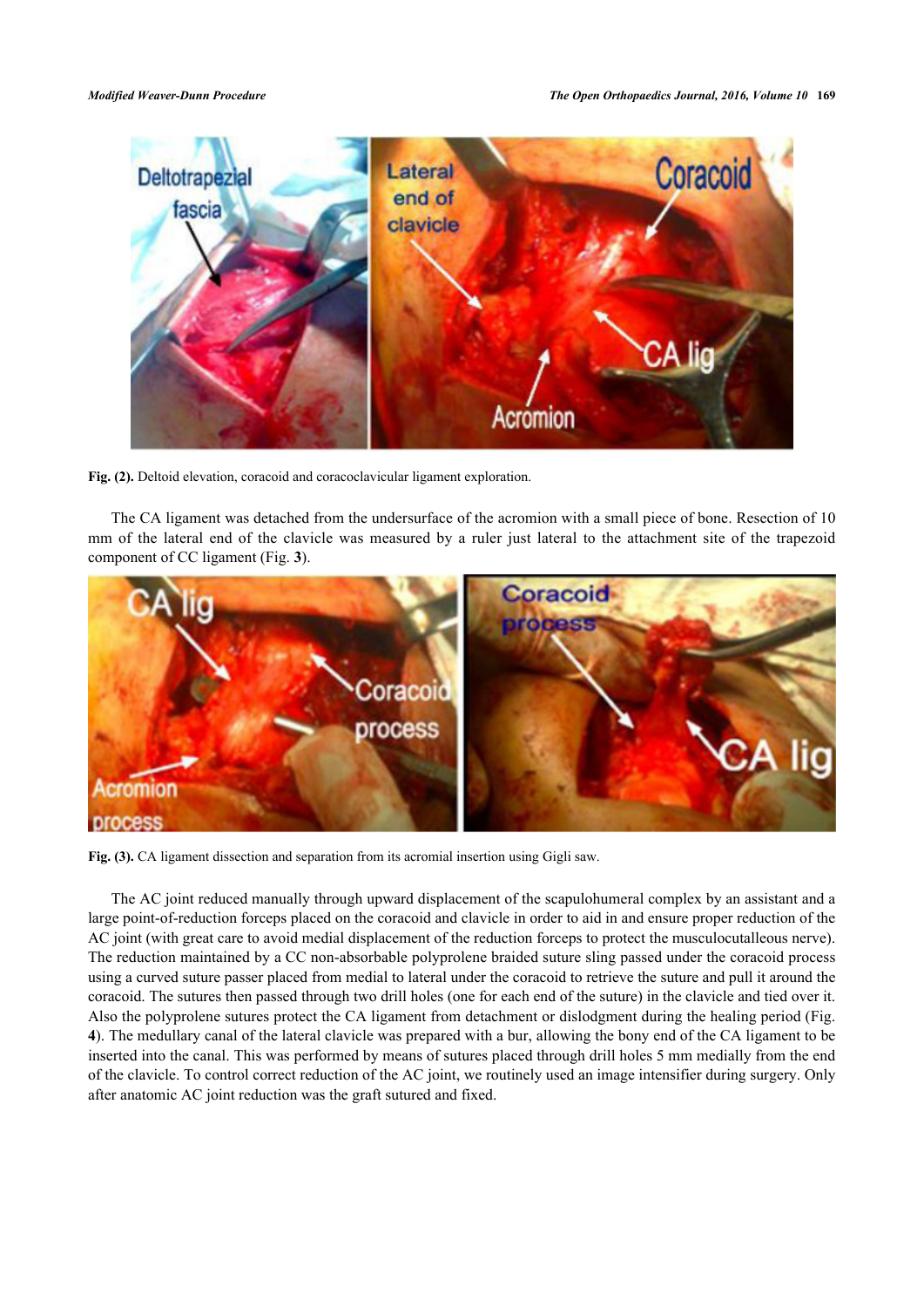Fig. (2). Deltoid elevation, coracoid and coracoclavicular ligament exploration.

The CA ligament was detached from the undersurface of the acromion with a small piece of bone. Resection of 10 mm of the lateral end of the clavicle was measured by a ruler just lateral to the attachment site of the trapezoid component of CC ligament (Fig. **3**).

**Fig. (3).** CA ligament dissection and separation from its acromial insertion using Gigli saw.

The AC joint reduced manually through upward displacement of the scapulohumeral complex by an assistant and a large point-of-reduction forceps placed on the coracoid and clavicle in order to aid in and ensure proper reduction of the AC joint (with great care to avoid medial displacement of the reduction forceps to protect the musculocutalleous nerve). The reduction maintained by a CC non-absorbable polyprolene braided suture sling passed under the coracoid process using a curved suture passer placed from medial to lateral under the coracoid to retrieve the suture and pull it around the coracoid. The sutures then passed through two drill holes (one for each end of the suture) in the clavicle and tied over it. Also the polyprolene sutures protect the CA ligament from detachment or dislodgment during the healing period (Fig. **4**). The medullary canal of the lateral clavicle was prepared with a bur, allowing the bony end of the CA ligament to be inserted into the canal. This was performed by means of sutures placed through drill holes 5 mm medially from the end of the clavicle. To control correct reduction of the AC joint, we routinely used an image intensifier during surgery. Only after anatomic AC joint reduction was the graft sutured and fixed.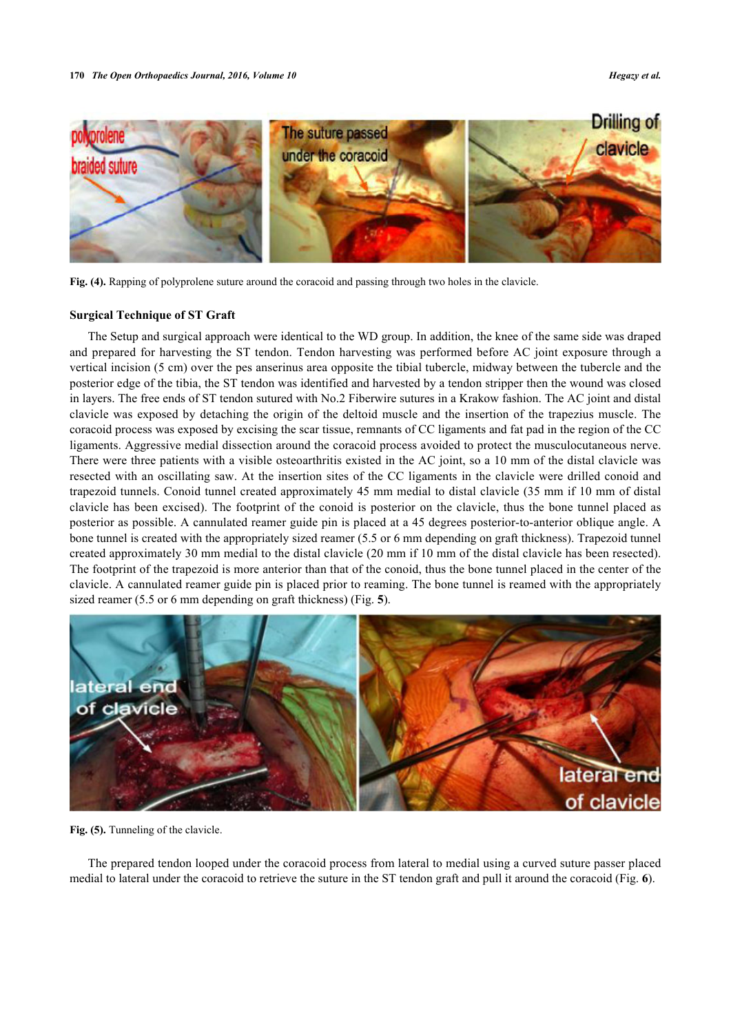Fig. (4). Rapping of polyprolene suture around the coracoid and passing through two holes in the clavicle.

### Surgical Technique of ST Graft

The Setup and surgical approach were identical to the WD group. In addition, the knee of the same side was draped and prepared for harvesting the ST tendon. Tendon harvesting was performed before AC joint exposure through a vertical incision (5 cm) over the pes anserinus area opposite the tibial tubercle, midway between the tubercle and the posterior edge of the tibia, the ST tendon was identified and harvested by a tendon stripper then the wound was closed in layers. The free ends of ST tendon sutured with No.2 Fiberwire sutures in a Krakow fashion. The AC joint and distal clavicle was exposed by detaching the origin of the deltoid muscle and the insertion of the trapezius muscle. The coracoid process was exposed by excising the scar tissue, remnants of CC ligaments and fat pad in the region of the CC ligaments. Aggressive medial dissection around the coracoid process avoided to protect the musculocutaneous nerve. There were three patients with a visible osteoarthritis existed in the AC joint, so a 10 mm of the distal clavicle was resected with an oscillating saw. At the insertion sites of the CC ligaments in the clavicle were drilled conoid and trapezoid tunnels. Conoid tunnel created approximately 45 mm medial to distal clavicle (35 mm if 10 mm of distal clavicle has been excised). The footprint of the conoid is posterior on the clavicle, thus the bone tunnel placed as posterior as possible. A cannulated reamer guide pin is placed at a 45 degrees posterior-to-anterior oblique angle. A bone tunnel is created with the appropriately sized reamer (5.5 or 6 mm depending on graft thickness). Trapezoid tunnel created approximately 30 mm medial to the distal clavicle (20 mm if 10 mm of the distal clavicle has been resected). The footprint of the trapezoid is more anterior than that of the conoid, thus the bone tunnel placed in the center of the clavicle. A cannulated reamer guide pin is placed prior to reaming. The bone tunnel is reamed with the appropriately sized reamer (5.5 or 6 mm depending on graft thickness) (Fig. 5).

Fig. (5). Tunneling of the clavicle.

The prepared tendon looped under the coracoid process from lateral to medial using a curved suture passer placed medial to lateral under the coracoid to retrieve the suture in the ST tendon graft and pull it around the coracoid (Fig. 6).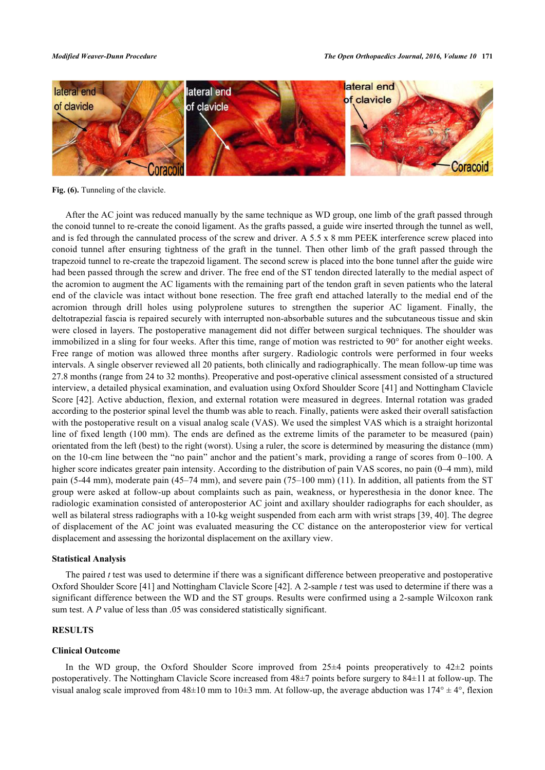**Fig. (6).** Tunneling of the clavicle.

After the AC joint was reduced manually by the same technique as WD group, one limb of the graft passed through the conoid tunnel to re-create the conoid ligament. As the grafts passed, a guide wire inserted through the tunnel as well, and is fed through the cannulated process of the screw and driver. A 5.5 x 8 mm PEEK interference screw placed into conoid tunnel after ensuring tightness of the graft in the tunnel. Then other limb of the graft passed through the trapezoid tunnel to re-create the trapezoid ligament. The second screw is placed into the bone tunnel after the guide wire had been passed through the screw and driver. The free end of the ST tendon directed laterally to the medial aspect of the acromion to augment the AC ligaments with the remaining part of the tendon graft in seven patients who the lateral end of the clavicle was intact without bone resection. The free graft end attached laterally to the medial end of the acromion through drill holes using polyprolene sutures to strengthen the superior AC ligament. Finally, the deltotrapezial fascia is repaired securely with interrupted non-absorbable sutures and the subcutaneous tissue and skin were closed in layers. The postoperative management did not differ between surgical techniques. The shoulder was immobilized in a sling for four weeks. After this time, range of motion was restricted to 90° for another eight weeks. Free range of motion was allowed three months after surgery. Radiologic controls were performed in four weeks intervals. A single observer reviewed all 20 patients, both clinically and radiographically. The mean follow-up time was 27.8 months (range from 24 to 32 months). Preoperative and post-operative clinical assessment consisted of a structured interview, a detailed physical examination, and evaluation using Oxford Shoulder Score [41] and Nottingham Clavicle Score [42]. Active abduction, flexion, and external rotation were measured in degrees. Internal rotation was graded according to the posterior spinal level the thumb was able to reach. Finally, patients were asked their overall satisfaction with the postoperative result on a visual analog scale (VAS). We used the simplest VAS which is a straight horizontal line of fixed length (100 mm). The ends are defined as the extreme limits of the parameter to be measured (pain) orientated from the left (best) to the right (worst). Using a ruler, the score is determined by measuring the distance (mm) on the 10-cm line between the "no pain" anchor and the patient's mark, providing a range of scores from 0–100. A higher score indicates greater pain intensity. According to the distribution of pain VAS scores, no pain (0–4 mm), mild pain (5-44 mm), moderate pain (45–74 mm), and severe pain (75–100 mm) (11). In addition, all patients from the ST group were asked at follow-up about complaints such as pain, weakness, or hyperesthesia in the donor knee. The radiologic examination consisted of anteroposterior AC joint and axillary shoulder radiographs for each shoulder, as well as bilateral stress radiographs with a 10-kg weight suspended from each arm with wrist straps [39, 40]. The degree of displacement of the AC joint was evaluated measuring the CC distance on the anteroposterior view for vertical displacement and assessing the horizontal displacement on the axillary view.

### Statistical Analysis

The paired *t* test was used to determine if there was a significant difference between preoperative and postoperative Oxford Shoulder Score [41] and Nottingham Clavicle Score [42]. A 2-sample *t* test was used to determine if there was a significant difference between the WD and the ST groups. Results were confirmed using a 2-sample Wilcoxon rank sum test. A $P$ value of less than .05 was considered statistically significant.

## RESULTS

### Clinical Outcome

In the WD group, the Oxford Shoulder Score improved from 25±4 points preoperatively to 42±2 points postoperatively. The Nottingham Clavicle Score increased from 48±7 points before surgery to 84±11 at follow-up. The visual analog scale improved from 48±10 mm to 10±3 mm. At follow-up, the average abduction was 174° ± 4°, flexion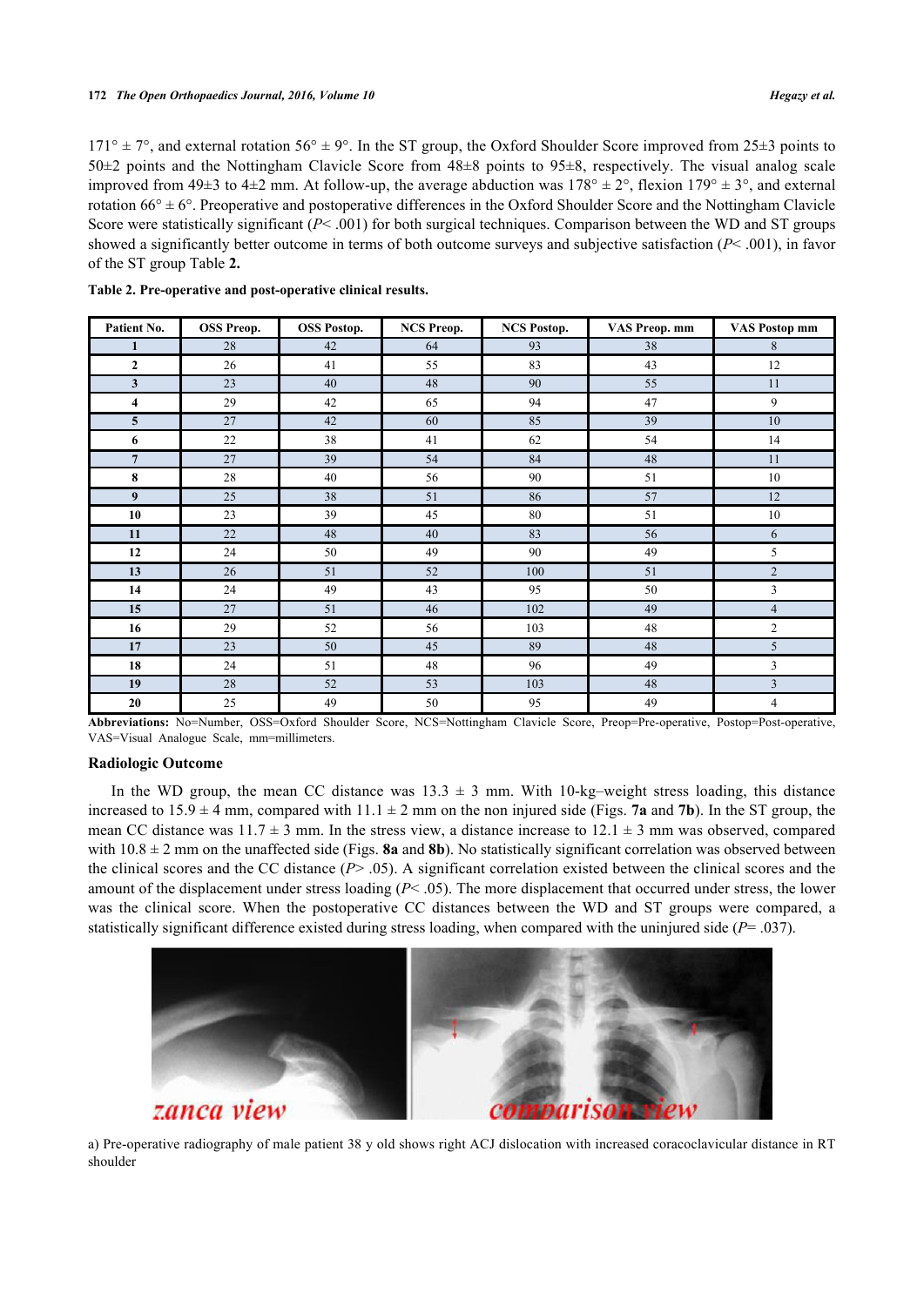171° ± 7°, and external rotation 56° ± 9°. In the ST group, the Oxford Shoulder Score improved from 25±3 points to 50±2 points and the Nottingham Clavicle Score from 48±8 points to 95±8, respectively. The visual analog scale improved from 49±3 to 4±2 mm. At follow-up, the average abduction was 178° ± 2°, flexion 179° ± 3°, and external rotation 66° ± 6°. Preoperative and postoperative differences in the Oxford Shoulder Score and the Nottingham Clavicle Score were statistically significant ($P < .001$) for both surgical techniques. Comparison between the WD and ST groups showed a significantly better outcome in terms of both outcome surveys and subjective satisfaction ($P < .001$), in favor of the ST group Table **2.**

**Table 2. Pre-operative and post-operative clinical results.**

| Patient No. | OSS Preop. | OSS Postop. | NCS Preop. | NCS Postop. | VAS Preop. mm | VAS Postop mm |
|---|---|---|---|---|---|---|
| **1** | 28 | 42 | 64 | 93 | 38 | 8 |
| **2** | 26 | 41 | 55 | 83 | 43 | 12 |
| **3** | 23 | 40 | 48 | 90 | 55 | 11 |
| **4** | 29 | 42 | 65 | 94 | 47 | 9 |
| **5** | 27 | 42 | 60 | 85 | 39 | 10 |
| **6** | 22 | 38 | 41 | 62 | 54 | 14 |
| **7** | 27 | 39 | 54 | 84 | 48 | 11 |
| **8** | 28 | 40 | 56 | 90 | 51 | 10 |
| **9** | 25 | 38 | 51 | 86 | 57 | 12 |
| **10** | 23 | 39 | 45 | 80 | 51 | 10 |
| **11** | 22 | 48 | 40 | 83 | 56 | 6 |
| **12** | 24 | 50 | 49 | 90 | 49 | 5 |
| **13** | 26 | 51 | 52 | 100 | 51 | 2 |
| **14** | 24 | 49 | 43 | 95 | 50 | 3 |
| **15** | 27 | 51 | 46 | 102 | 49 | 4 |
| **16** | 29 | 52 | 56 | 103 | 48 | 2 |
| **17** | 23 | 50 | 45 | 89 | 48 | 5 |
| **18** | 24 | 51 | 48 | 96 | 49 | 3 |
| **19** | 28 | 52 | 53 | 103 | 48 | 3 |
| **20** | 25 | 49 | 50 | 95 | 49 | 4 |

**Abbreviations:** No=Number, OSS=Oxford Shoulder Score, NCS=Nottingham Clavicle Score, Preop=Pre-operative, Postop=Post-operative, VAS=Visual Analogue Scale, mm=millimeters.

### Radiologic Outcome

In the WD group, the mean CC distance was 13.3 ± 3 mm. With 10-kg–weight stress loading, this distance increased to 15.9 ± 4 mm, compared with 11.1 ± 2 mm on the non injured side (Figs. **7a** and **7b**). In the ST group, the mean CC distance was 11.7 ± 3 mm. In the stress view, a distance increase to 12.1 ± 3 mm was observed, compared with 10.8 ± 2 mm on the unaffected side (Figs. **8a** and **8b**). No statistically significant correlation was observed between the clinical scores and the CC distance ($P > .05$). A significant correlation existed between the clinical scores and the amount of the displacement under stress loading ($P < .05$). The more displacement that occurred under stress, the lower was the clinical score. When the postoperative CC distances between the WD and ST groups were compared, a statistically significant difference existed during stress loading, when compared with the uninjured side ($P = .037$).

a) Pre-operative radiography of male patient 38 y old shows right ACJ dislocation with increased coracoclavicular distance in RT shoulder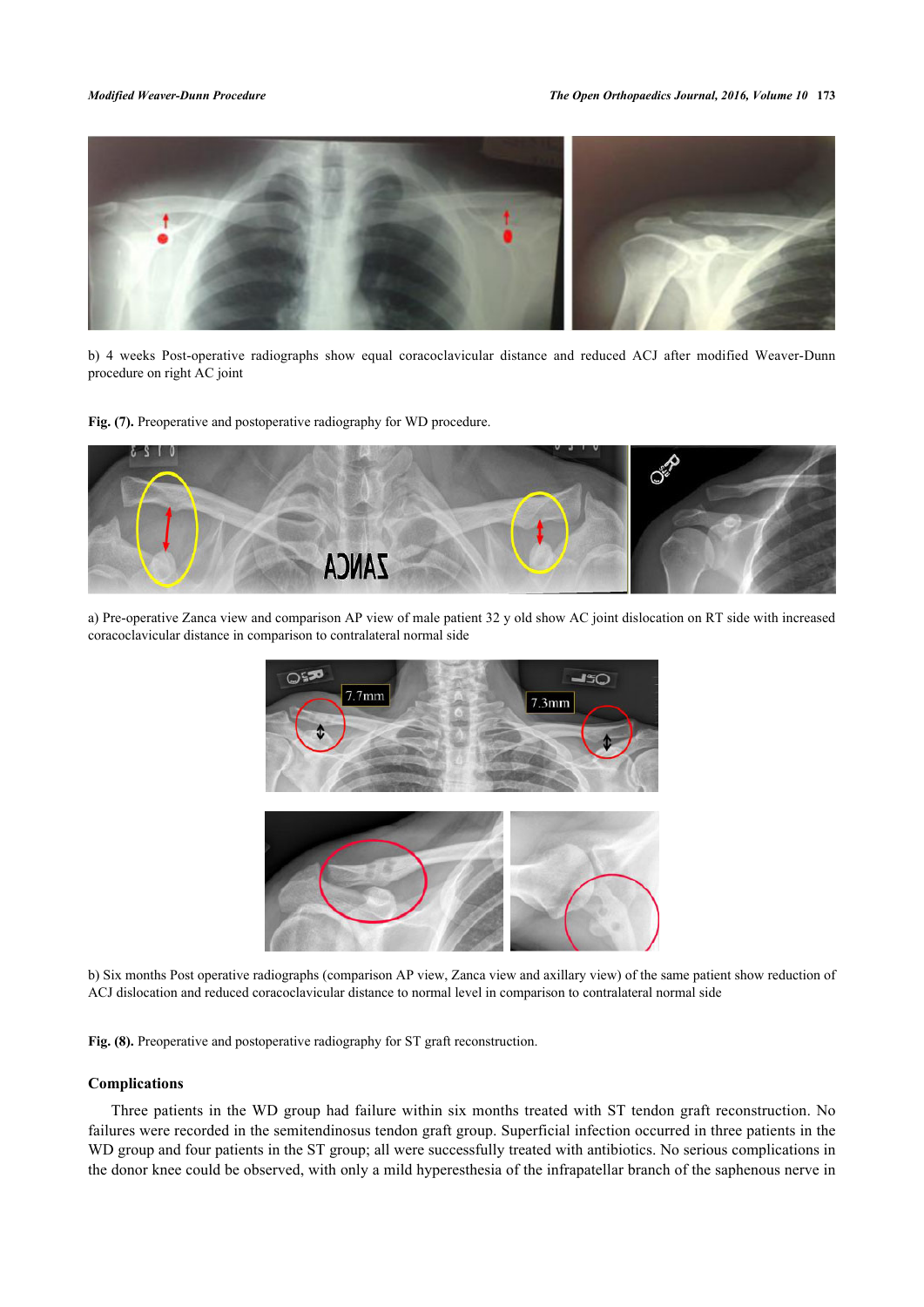b) 4 weeks Post-operative radiographs show equal coracoclavicular distance and reduced ACJ after modified Weaver-Dunn procedure on right AC joint

**Fig. (7).** Preoperative and postoperative radiography for WD procedure.

a) Pre-operative Zanca view and comparison AP view of male patient 32 y old show AC joint dislocation on RT side with increased coracoclavicular distance in comparison to contralateral normal side

b) Six months Post operative radiographs (comparison AP view, Zanca view and axillary view) of the same patient show reduction of ACJ dislocation and reduced coracoclavicular distance to normal level in comparison to contralateral normal side

**Fig. (8).** Preoperative and postoperative radiography for ST graft reconstruction.

### Complications

Three patients in the WD group had failure within six months treated with ST tendon graft reconstruction. No failures were recorded in the semitendinosus tendon graft group. Superficial infection occurred in three patients in the WD group and four patients in the ST group; all were successfully treated with antibiotics. No serious complications in the donor knee could be observed, with only a mild hyperesthesia of the infrapatellar branch of the saphenous nerve in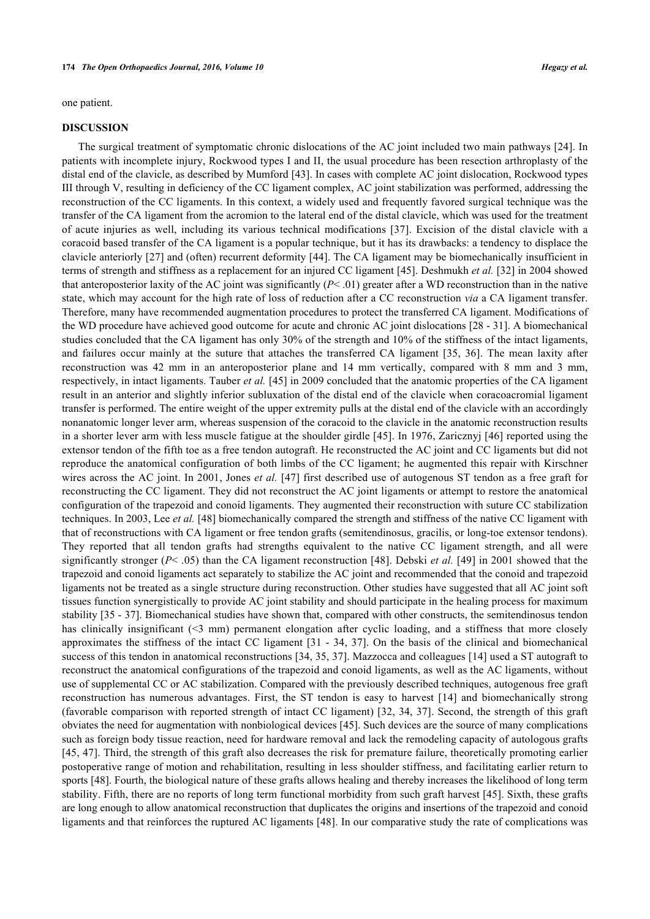one patient.

## DISCUSSION

The surgical treatment of symptomatic chronic dislocations of the AC joint included two main pathways [24]. In patients with incomplete injury, Rockwood types I and II, the usual procedure has been resection arthroplasty of the distal end of the clavicle, as described by Mumford [43]. In cases with complete AC joint dislocation, Rockwood types III through V, resulting in deficiency of the CC ligament complex, AC joint stabilization was performed, addressing the reconstruction of the CC ligaments. In this context, a widely used and frequently favored surgical technique was the transfer of the CA ligament from the acromion to the lateral end of the distal clavicle, which was used for the treatment of acute injuries as well, including its various technical modifications [37]. Excision of the distal clavicle with a coracoid based transfer of the CA ligament is a popular technique, but it has its drawbacks: a tendency to displace the clavicle anteriorly [27] and (often) recurrent deformity [44]. The CA ligament may be biomechanically insufficient in terms of strength and stiffness as a replacement for an injured CC ligament [45]. Deshmukh *et al.* [32] in 2004 showed that anteroposterior laxity of the AC joint was significantly ($P < .01$) greater after a WD reconstruction than in the native state, which may account for the high rate of loss of reduction after a CC reconstruction *via* a CA ligament transfer. Therefore, many have recommended augmentation procedures to protect the transferred CA ligament. Modifications of the WD procedure have achieved good outcome for acute and chronic AC joint dislocations [28 - 31]. A biomechanical studies concluded that the CA ligament has only 30% of the strength and 10% of the stiffness of the intact ligaments, and failures occur mainly at the suture that attaches the transferred CA ligament [35, 36]. The mean laxity after reconstruction was 42 mm in an anteroposterior plane and 14 mm vertically, compared with 8 mm and 3 mm, respectively, in intact ligaments. Tauber *et al.* [45] in 2009 concluded that the anatomic properties of the CA ligament result in an anterior and slightly inferior subluxation of the distal end of the clavicle when coracoacromial ligament transfer is performed. The entire weight of the upper extremity pulls at the distal end of the clavicle with an accordingly nonanatomic longer lever arm, whereas suspension of the coracoid to the clavicle in the anatomic reconstruction results in a shorter lever arm with less muscle fatigue at the shoulder girdle [45]. In 1976, Zaricznyj [46] reported using the extensor tendon of the fifth toe as a free tendon autograft. He reconstructed the AC joint and CC ligaments but did not reproduce the anatomical configuration of both limbs of the CC ligament; he augmented this repair with Kirschner wires across the AC joint. In 2001, Jones *et al.* [47] first described use of autogenous ST tendon as a free graft for reconstructing the CC ligament. They did not reconstruct the AC joint ligaments or attempt to restore the anatomical configuration of the trapezoid and conoid ligaments. They augmented their reconstruction with suture CC stabilization techniques. In 2003, Lee *et al.* [48] biomechanically compared the strength and stiffness of the native CC ligament with that of reconstructions with CA ligament or free tendon grafts (semitendinosus, gracilis, or long-toe extensor tendons). They reported that all tendon grafts had strengths equivalent to the native CC ligament strength, and all were significantly stronger ($P < .05$) than the CA ligament reconstruction [48]. Debski *et al.* [49] in 2001 showed that the trapezoid and conoid ligaments act separately to stabilize the AC joint and recommended that the conoid and trapezoid ligaments not be treated as a single structure during reconstruction. Other studies have suggested that all AC joint soft tissues function synergistically to provide AC joint stability and should participate in the healing process for maximum stability [35 - 37]. Biomechanical studies have shown that, compared with other constructs, the semitendinosus tendon has clinically insignificant (<3 mm) permanent elongation after cyclic loading, and a stiffness that more closely approximates the stiffness of the intact CC ligament [31 - 34, 37]. On the basis of the clinical and biomechanical success of this tendon in anatomical reconstructions [34, 35, 37]. Mazzocca and colleagues [14] used a ST autograft to reconstruct the anatomical configurations of the trapezoid and conoid ligaments, as well as the AC ligaments, without use of supplemental CC or AC stabilization. Compared with the previously described techniques, autogenous free graft reconstruction has numerous advantages. First, the ST tendon is easy to harvest [14] and biomechanically strong (favorable comparison with reported strength of intact CC ligament) [32, 34, 37]. Second, the strength of this graft obviates the need for augmentation with nonbiological devices [45]. Such devices are the source of many complications such as foreign body tissue reaction, need for hardware removal and lack the remodeling capacity of autologous grafts [45, 47]. Third, the strength of this graft also decreases the risk for premature failure, theoretically promoting earlier postoperative range of motion and rehabilitation, resulting in less shoulder stiffness, and facilitating earlier return to sports [48]. Fourth, the biological nature of these grafts allows healing and thereby increases the likelihood of long term stability. Fifth, there are no reports of long term functional morbidity from such graft harvest [45]. Sixth, these grafts are long enough to allow anatomical reconstruction that duplicates the origins and insertions of the trapezoid and conoid ligaments and that reinforces the ruptured AC ligaments [48]. In our comparative study the rate of complications was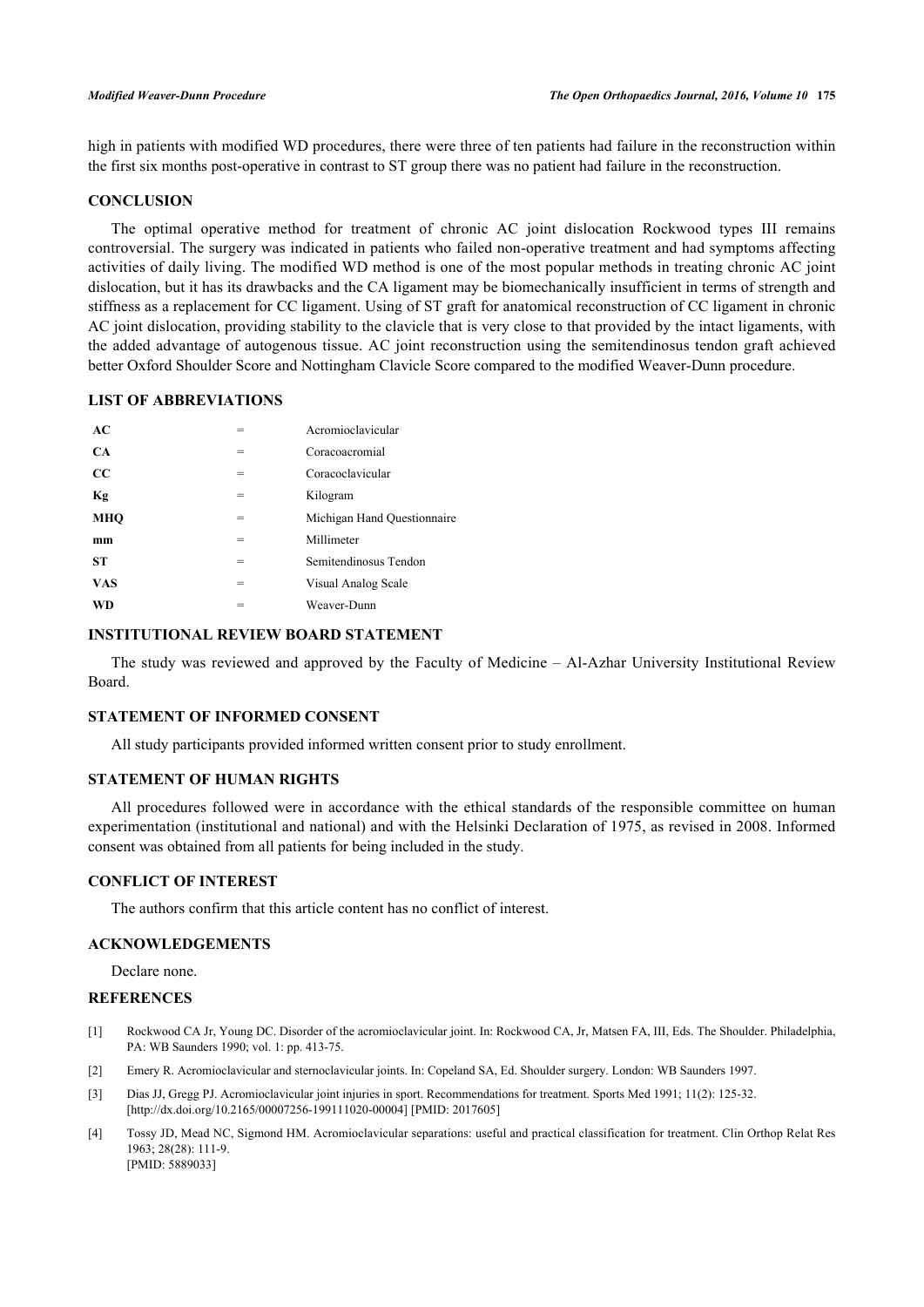high in patients with modified WD procedures, there were three of ten patients had failure in the reconstruction within the first six months post-operative in contrast to ST group there was no patient had failure in the reconstruction.

## CONCLUSION

The optimal operative method for treatment of chronic AC joint dislocation Rockwood types III remains controversial. The surgery was indicated in patients who failed non-operative treatment and had symptoms affecting activities of daily living. The modified WD method is one of the most popular methods in treating chronic AC joint dislocation, but it has its drawbacks and the CA ligament may be biomechanically insufficient in terms of strength and stiffness as a replacement for CC ligament. Using of ST graft for anatomical reconstruction of CC ligament in chronic AC joint dislocation, providing stability to the clavicle that is very close to that provided by the intact ligaments, with the added advantage of autogenous tissue. AC joint reconstruction using the semitendinosus tendon graft achieved better Oxford Shoulder Score and Nottingham Clavicle Score compared to the modified Weaver-Dunn procedure.

## LIST OF ABBREVIATIONS

| | | |
|---|---|---|
| **AC** | = | Acromioclavicular |
| **CA** | = | Coracoacromial |
| **CC** | = | Coracoclavicular |
| **Kg** | = | Kilogram |
| **MHQ** | = | Michigan Hand Questionnaire |
| **mm** | = | Millimeter |
| **ST** | = | Semitendinosus Tendon |
| **VAS** | = | Visual Analog Scale |
| **WD** | = | Weaver-Dunn |

## INSTITUTIONAL REVIEW BOARD STATEMENT

The study was reviewed and approved by the Faculty of Medicine – Al-Azhar University Institutional Review Board.

## STATEMENT OF INFORMED CONSENT

All study participants provided informed written consent prior to study enrollment.

## STATEMENT OF HUMAN RIGHTS

All procedures followed were in accordance with the ethical standards of the responsible committee on human experimentation (institutional and national) and with the Helsinki Declaration of 1975, as revised in 2008. Informed consent was obtained from all patients for being included in the study.

## CONFLICT OF INTEREST

The authors confirm that this article content has no conflict of interest.

## ACKNOWLEDGEMENTS

Declare none.

## REFERENCES

[1] Rockwood CA Jr, Young DC. Disorder of the acromioclavicular joint. In: Rockwood CA, Jr, Matsen FA, III, Eds. The Shoulder. Philadelphia, PA: WB Saunders 1990; vol. 1: pp. 413-75.

[2] Emery R. Acromioclavicular and sternoclavicular joints. In: Copeland SA, Ed. Shoulder surgery. London: WB Saunders 1997.

[3] Dias JJ, Gregg PJ. Acromioclavicular joint injuries in sport. Recommendations for treatment. Sports Med 1991; 11(2): 125-32. [http://dx.doi.org/10.2165/00007256-199111020-00004] [PMID: 2017605]

[4] Tossy JD, Mead NC, Sigmond HM. Acromioclavicular separations: useful and practical classification for treatment. Clin Orthop Relat Res 1963; 28(28): 111-9. [PMID: 5889033]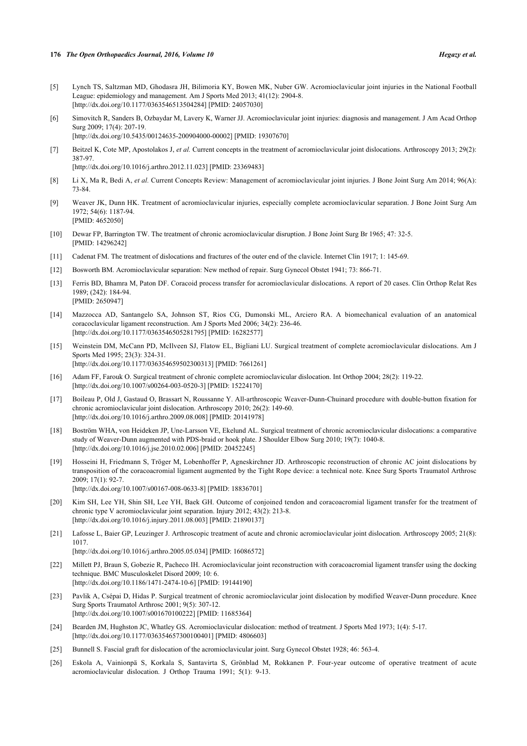[5] Lynch TS, Saltzman MD, Ghodasra JH, Bilimoria KY, Bowen MK, Nuber GW. Acromioclavicular joint injuries in the National Football League: epidemiology and management. Am J Sports Med 2013; 41(12): 2904-8. [http://dx.doi.org/10.1177/0363546513504284] [PMID: 24057030]

[6] Simovitch R, Sanders B, Ozbaydar M, Lavery K, Warner JJ. Acromioclavicular joint injuries: diagnosis and management. J Am Acad Orthop Surg 2009; 17(4): 207-19. [http://dx.doi.org/10.5435/00124635-200904000-00002] [PMID: 19307670]

[7] Beitzel K, Cote MP, Apostolakos J, *et al.* Current concepts in the treatment of acromioclavicular joint dislocations. Arthroscopy 2013; 29(2): 387-97. [http://dx.doi.org/10.1016/j.arthro.2012.11.023] [PMID: 23369483]

[8] Li X, Ma R, Bedi A, *et al.* Current Concepts Review: Management of acromioclavicular joint injuries. J Bone Joint Surg Am 2014; 96(A): 73-84.

[9] Weaver JK, Dunn HK. Treatment of acromioclavicular injuries, especially complete acromioclavicular separation. J Bone Joint Surg Am 1972; 54(6): 1187-94. [PMID: 4652050]

[10] Dewar FP, Barrington TW. The treatment of chronic acromioclavicular disruption. J Bone Joint Surg Br 1965; 47: 32-5. [PMID: 14296242]

[11] Cadenat FM. The treatment of dislocations and fractures of the outer end of the clavicle. Internet Clin 1917; 1: 145-69.

[12] Bosworth BM. Acromioclavicular separation: New method of repair. Surg Gynecol Obstet 1941; 73: 866-71.

[13] Ferris BD, Bhamra M, Paton DF. Coracoid process transfer for acromioclavicular dislocations. A report of 20 cases. Clin Orthop Relat Res 1989; (242): 184-94. [PMID: 2650947]

[14] Mazzocca AD, Santangelo SA, Johnson ST, Rios CG, Dumonski ML, Arciero RA. A biomechanical evaluation of an anatomical coracoclavicular ligament reconstruction. Am J Sports Med 2006; 34(2): 236-46. [http://dx.doi.org/10.1177/0363546505281795] [PMID: 16282577]

[15] Weinstein DM, McCann PD, McIlveen SJ, Flatow EL, Bigliani LU. Surgical treatment of complete acromioclavicular dislocations. Am J Sports Med 1995; 23(3): 324-31. [http://dx.doi.org/10.1177/036354659502300313] [PMID: 7661261]

[16] Adam FF, Farouk O. Surgical treatment of chronic complete acromioclavicular dislocation. Int Orthop 2004; 28(2): 119-22. [http://dx.doi.org/10.1007/s00264-003-0520-3] [PMID: 15224170]

[17] Boileau P, Old J, Gastaud O, Brassart N, Roussanne Y. All-arthroscopic Weaver-Dunn-Chuinard procedure with double-button fixation for chronic acromioclavicular joint dislocation. Arthroscopy 2010; 26(2): 149-60. [http://dx.doi.org/10.1016/j.arthro.2009.08.008] [PMID: 20141978]

[18] Boström WHA, von Heideken JP, Une-Larsson VE, Ekelund AL. Surgical treatment of chronic acromioclavicular dislocations: a comparative study of Weaver-Dunn augmented with PDS-braid or hook plate. J Shoulder Elbow Surg 2010; 19(7): 1040-8. [http://dx.doi.org/10.1016/j.jse.2010.02.006] [PMID: 20452245]

[19] Hosseini H, Friedmann S, Tröger M, Lobenhoffer P, Agneskirchner JD. Arthroscopic reconstruction of chronic AC joint dislocations by transposition of the coracoacromial ligament augmented by the Tight Rope device: a technical note. Knee Surg Sports Traumatol Arthrosc 2009; 17(1): 92-7. [http://dx.doi.org/10.1007/s00167-008-0633-8] [PMID: 18836701]

[20] Kim SH, Lee YH, Shin SH, Lee YH, Baek GH. Outcome of conjoined tendon and coracoacromial ligament transfer for the treatment of chronic type V acromioclavicular joint separation. Injury 2012; 43(2): 213-8. [http://dx.doi.org/10.1016/j.injury.2011.08.003] [PMID: 21890137]

[21] Lafosse L, Baier GP, Leuzinger J. Arthroscopic treatment of acute and chronic acromioclavicular joint dislocation. Arthroscopy 2005; 21(8): 1017. [http://dx.doi.org/10.1016/j.arthro.2005.05.034] [PMID: 16086572]

[22] Millett PJ, Braun S, Gobezie R, Pacheco IH. Acromioclavicular joint reconstruction with coracoacromial ligament transfer using the docking technique. BMC Musculoskelet Disord 2009; 10: 6. [http://dx.doi.org/10.1186/1471-2474-10-6] [PMID: 19144190]

[23] Pavlik A, Csépai D, Hidas P. Surgical treatment of chronic acromioclavicular joint dislocation by modified Weaver-Dunn procedure. Knee Surg Sports Traumatol Arthrosc 2001; 9(5): 307-12. [http://dx.doi.org/10.1007/s001670100222] [PMID: 11685364]

[24] Bearden JM, Hughston JC, Whatley GS. Acromioclavicular dislocation: method of treatment. J Sports Med 1973; 1(4): 5-17. [http://dx.doi.org/10.1177/036354657300100401] [PMID: 4806603]

[25] Bunnell S. Fascial graft for dislocation of the acromioclavicular joint. Surg Gynecol Obstet 1928; 46: 563-4.

[26] Eskola A, Vainionpä S, Korkala S, Santavirta S, Grönblad M, Rokkanen P. Four-year outcome of operative treatment of acute acromioclavicular dislocation. J Orthop Trauma 1991; 5(1): 9-13.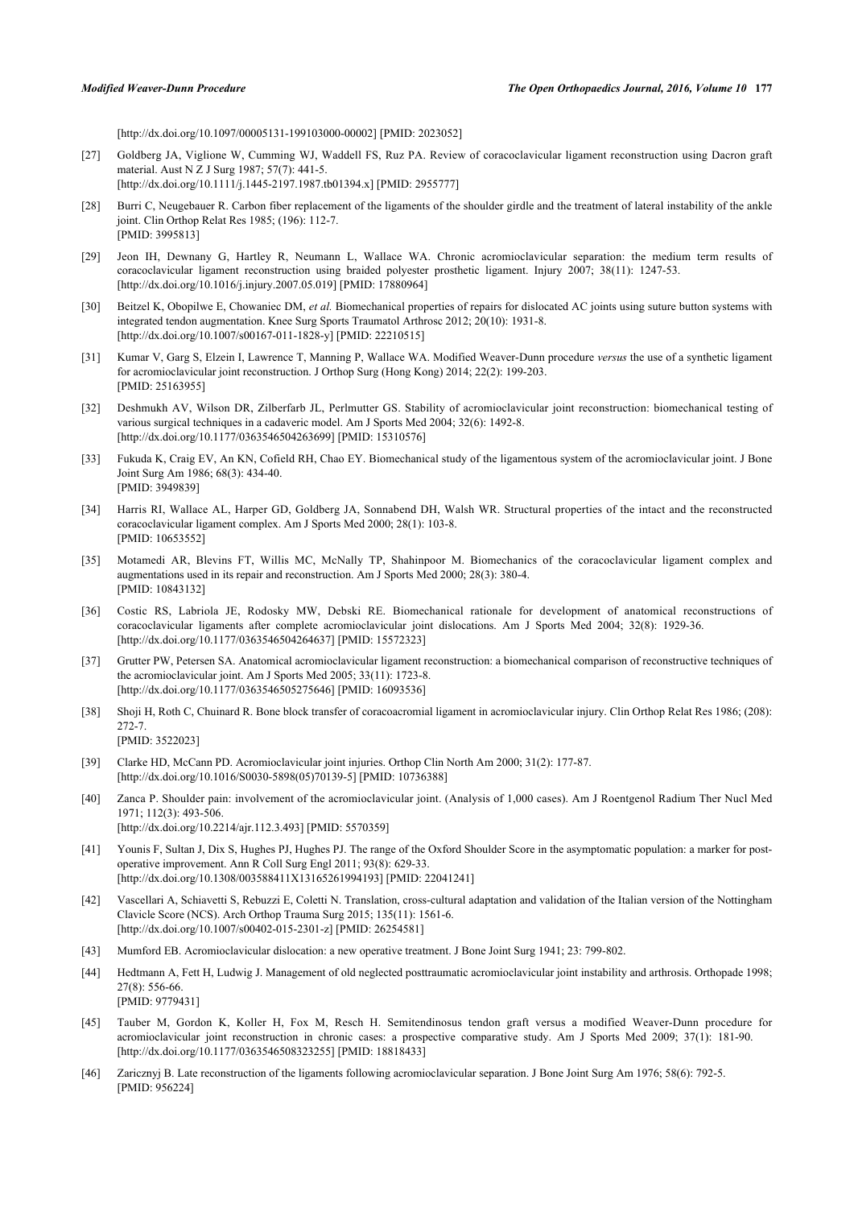[http://dx.doi.org/10.1097/00005131-199103000-00002] [PMID: 2023052]

[27] Goldberg JA, Viglione W, Cumming WJ, Waddell FS, Ruz PA. Review of coracoclavicular ligament reconstruction using Dacron graft material. Aust N Z J Surg 1987; 57(7): 441-5.
[http://dx.doi.org/10.1111/j.1445-2197.1987.tb01394.x] [PMID: 2955777]

[28] Burri C, Neugebauer R. Carbon fiber replacement of the ligaments of the shoulder girdle and the treatment of lateral instability of the ankle joint. Clin Orthop Relat Res 1985; (196): 112-7.
[PMID: 3995813]

[29] Jeon IH, Dewnany G, Hartley R, Neumann L, Wallace WA. Chronic acromioclavicular separation: the medium term results of coracoclavicular ligament reconstruction using braided polyester prosthetic ligament. Injury 2007; 38(11): 1247-53.
[http://dx.doi.org/10.1016/j.injury.2007.05.019] [PMID: 17880964]

[30] Beitzel K, Obopilwe E, Chowaniec DM, *et al.* Biomechanical properties of repairs for dislocated AC joints using suture button systems with integrated tendon augmentation. Knee Surg Sports Traumatol Arthrosc 2012; 20(10): 1931-8.
[http://dx.doi.org/10.1007/s00167-011-1828-y] [PMID: 22210515]

[31] Kumar V, Garg S, Elzein I, Lawrence T, Manning P, Wallace WA. Modified Weaver-Dunn procedure *versus* the use of a synthetic ligament for acromioclavicular joint reconstruction. J Orthop Surg (Hong Kong) 2014; 22(2): 199-203.
[PMID: 25163955]

[32] Deshmukh AV, Wilson DR, Zilberfarb JL, Perlmutter GS. Stability of acromioclavicular joint reconstruction: biomechanical testing of various surgical techniques in a cadaveric model. Am J Sports Med 2004; 32(6): 1492-8.
[http://dx.doi.org/10.1177/0363546504263699] [PMID: 15310576]

[33] Fukuda K, Craig EV, An KN, Cofield RH, Chao EY. Biomechanical study of the ligamentous system of the acromioclavicular joint. J Bone Joint Surg Am 1986; 68(3): 434-40.
[PMID: 3949839]

[34] Harris RI, Wallace AL, Harper GD, Goldberg JA, Sonnabend DH, Walsh WR. Structural properties of the intact and the reconstructed coracoclavicular ligament complex. Am J Sports Med 2000; 28(1): 103-8.
[PMID: 10653552]

[35] Motamedi AR, Blevins FT, Willis MC, McNally TP, Shahinpoor M. Biomechanics of the coracoclavicular ligament complex and augmentations used in its repair and reconstruction. Am J Sports Med 2000; 28(3): 380-4.
[PMID: 10843132]

[36] Costic RS, Labriola JE, Rodosky MW, Debski RE. Biomechanical rationale for development of anatomical reconstructions of coracoclavicular ligaments after complete acromioclavicular joint dislocations. Am J Sports Med 2004; 32(8): 1929-36.
[http://dx.doi.org/10.1177/0363546504264637] [PMID: 15572323]

[37] Grutter PW, Petersen SA. Anatomical acromioclavicular ligament reconstruction: a biomechanical comparison of reconstructive techniques of the acromioclavicular joint. Am J Sports Med 2005; 33(11): 1723-8.
[http://dx.doi.org/10.1177/0363546505275646] [PMID: 16093536]

[38] Shoji H, Roth C, Chuinard R. Bone block transfer of coracoacromial ligament in acromioclavicular injury. Clin Orthop Relat Res 1986; (208): 272-7.
[PMID: 3522023]

[39] Clarke HD, McCann PD. Acromioclavicular joint injuries. Orthop Clin North Am 2000; 31(2): 177-87.
[http://dx.doi.org/10.1016/S0030-5898(05)70139-5] [PMID: 10736388]

[40] Zanca P. Shoulder pain: involvement of the acromioclavicular joint. (Analysis of 1,000 cases). Am J Roentgenol Radium Ther Nucl Med 1971; 112(3): 493-506.
[http://dx.doi.org/10.2214/ajr.112.3.493] [PMID: 5570359]

[41] Younis F, Sultan J, Dix S, Hughes PJ, Hughes PJ. The range of the Oxford Shoulder Score in the asymptomatic population: a marker for post-operative improvement. Ann R Coll Surg Engl 2011; 93(8): 629-33.
[http://dx.doi.org/10.1308/003588411X13165261994193] [PMID: 22041241]

[42] Vascellari A, Schiavetti S, Rebuzzi E, Coletti N. Translation, cross-cultural adaptation and validation of the Italian version of the Nottingham Clavicle Score (NCS). Arch Orthop Trauma Surg 2015; 135(11): 1561-6.
[http://dx.doi.org/10.1007/s00402-015-2301-z] [PMID: 26254581]

[43] Mumford EB. Acromioclavicular dislocation: a new operative treatment. J Bone Joint Surg 1941; 23: 799-802.

[44] Hedtmann A, Fett H, Ludwig J. Management of old neglected posttraumatic acromioclavicular joint instability and arthrosis. Orthopade 1998; 27(8): 556-66.
[PMID: 9779431]

[45] Tauber M, Gordon K, Koller H, Fox M, Resch H. Semitendinosus tendon graft versus a modified Weaver-Dunn procedure for acromioclavicular joint reconstruction in chronic cases: a prospective comparative study. Am J Sports Med 2009; 37(1): 181-90.
[http://dx.doi.org/10.1177/0363546508323255] [PMID: 18818433]

[46] Zaricznyj B. Late reconstruction of the ligaments following acromioclavicular separation. J Bone Joint Surg Am 1976; 58(6): 792-5.
[PMID: 956224]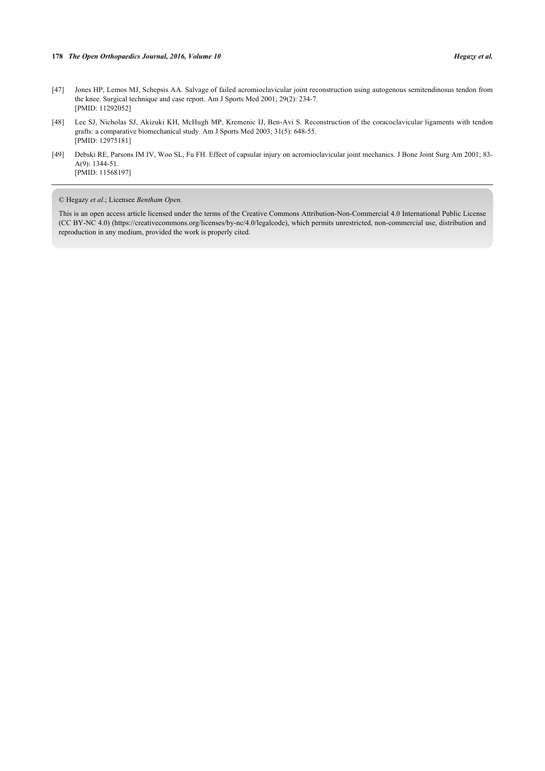[47] Jones HP, Lemos MJ, Schepsis AA. Salvage of failed acromioclavicular joint reconstruction using autogenous semitendinosus tendon from the knee. Surgical technique and case report. Am J Sports Med 2001; 29(2): 234-7.
[PMID: 11292052]

[48] Lee SJ, Nicholas SJ, Akizuki KH, McHugh MP, Kremenic IJ, Ben-Avi S. Reconstruction of the coracoclavicular ligaments with tendon grafts: a comparative biomechanical study. Am J Sports Med 2003; 31(5): 648-55.
[PMID: 12975181]

[49] Debski RE, Parsons IM IV, Woo SL, Fu FH. Effect of capsular injury on acromioclavicular joint mechanics. J Bone Joint Surg Am 2001; 83-A(9): 1344-51.
[PMID: 11568197]

---

© Hegazy *et al*.; Licensee *Bentham Open.*

This is an open access article licensed under the terms of the Creative Commons Attribution-Non-Commercial 4.0 International Public License (CC BY-NC 4.0) (https://creativecommons.org/licenses/by-nc/4.0/legalcode), which permits unrestricted, non-commercial use, distribution and reproduction in any medium, provided the work is properly cited.